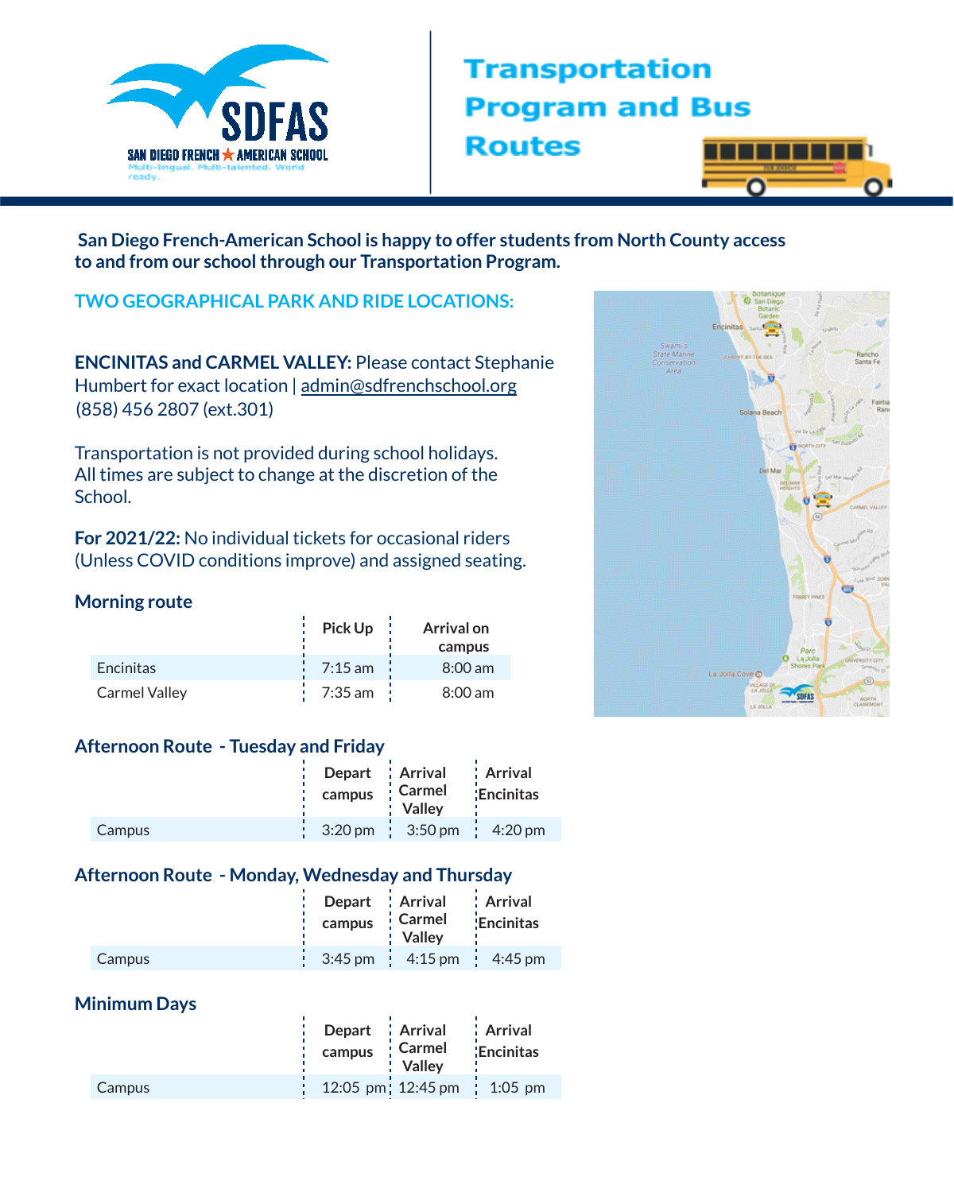SDFAS

SAN DIEGO FRENCH ★ AMERICAN SCHOOL

Multi-lingual. Multi-talented. World ready.

# Transportation Program and Bus Routes

**San Diego French-American School is happy to offer students from North County access to and from our school through our Transportation Program.**

## TWO GEOGRAPHICAL PARK AND RIDE LOCATIONS:

**ENCINITAS and CARMEL VALLEY:** Please contact Stephanie Humbert for exact location | admin@sdfrenchschool.org (858) 456 2807 (ext.301)

Transportation is not provided during school holidays.
All times are subject to change at the discretion of the School.

**For 2021/22:** No individual tickets for occasional riders (Unless COVID conditions improve) and assigned seating.

### Morning route

| | Pick Up | Arrival on campus |
|---|---|---|
| Encinitas | 7:15 am | 8:00 am |
| Carmel Valley | 7:35 am | 8:00 am |

### Afternoon Route - Tuesday and Friday

| | Depart campus | Arrival Carmel Valley | Arrival Encinitas |
|---|---|---|---|
| Campus | 3:20 pm | 3:50 pm | 4:20 pm |

### Afternoon Route - Monday, Wednesday and Thursday

| | Depart campus | Arrival Carmel Valley | Arrival Encinitas |
|---|---|---|---|
| Campus | 3:45 pm | 4:15 pm | 4:45 pm |

### Minimum Days

| | Depart campus | Arrival Carmel Valley | Arrival Encinitas |
|---|---|---|---|
| Campus | 12:05 pm | 12:45 pm | 1:05 pm |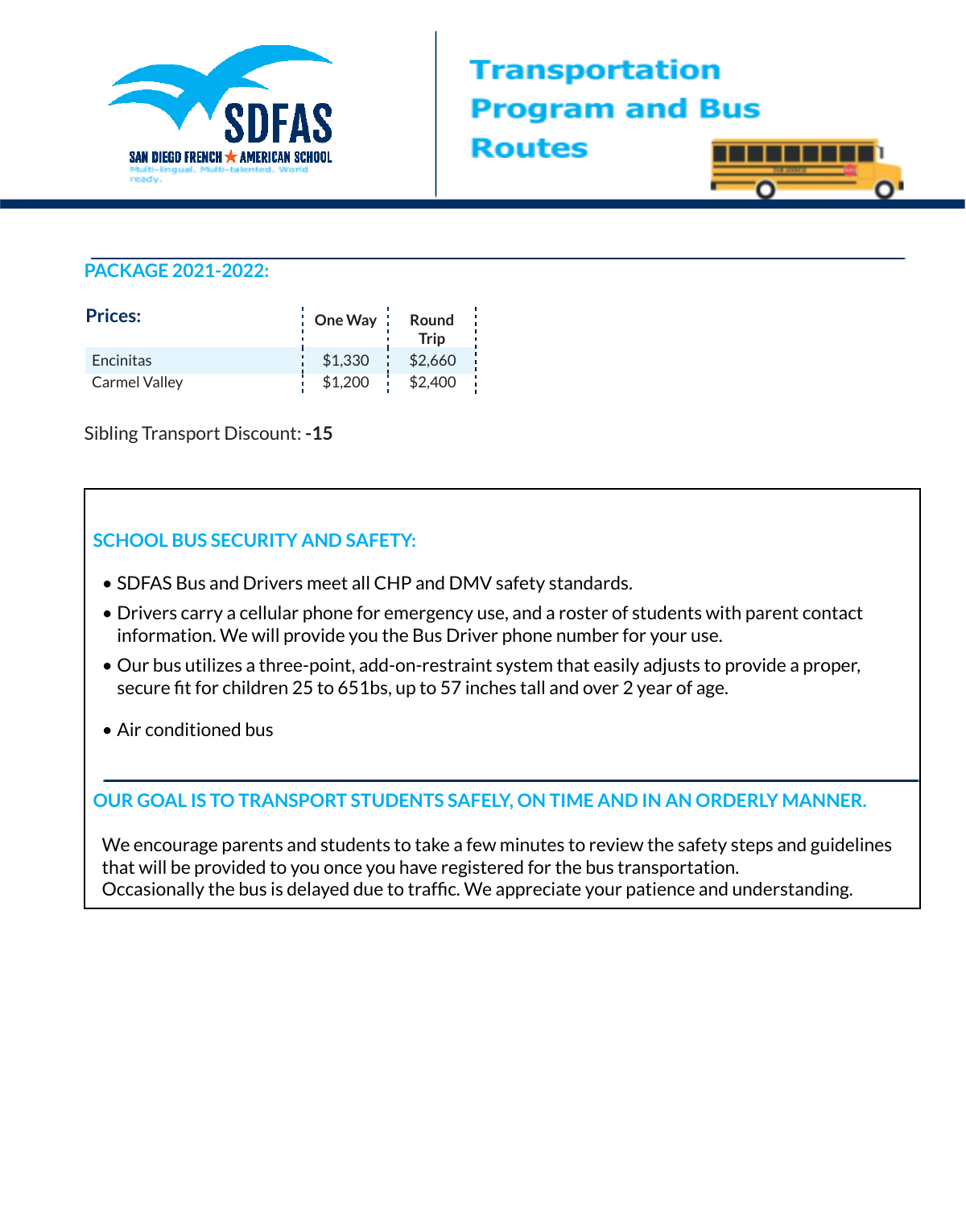SDFAS

SAN DIEGO FRENCH ★ AMERICAN SCHOOL

Multi-lingual. Multi-talented. World ready.

# Transportation Program and Bus Routes

## PACKAGE 2021-2022:

| Prices: | One Way | Round Trip |
|---|---|---|
| Encinitas | $1,330 | $2,660 |
| Carmel Valley | $1,200 | $2,400 |

Sibling Transport Discount: **-15**

## SCHOOL BUS SECURITY AND SAFETY:

- SDFAS Bus and Drivers meet all CHP and DMV safety standards.
- Drivers carry a cellular phone for emergency use, and a roster of students with parent contact information. We will provide you the Bus Driver phone number for your use.
- Our bus utilizes a three-point, add-on-restraint system that easily adjusts to provide a proper, secure fit for children 25 to 651bs, up to 57 inches tall and over 2 year of age.
- Air conditioned bus

## OUR GOAL IS TO TRANSPORT STUDENTS SAFELY, ON TIME AND IN AN ORDERLY MANNER.

We encourage parents and students to take a few minutes to review the safety steps and guidelines that will be provided to you once you have registered for the bus transportation.
Occasionally the bus is delayed due to traffic. We appreciate your patience and understanding.